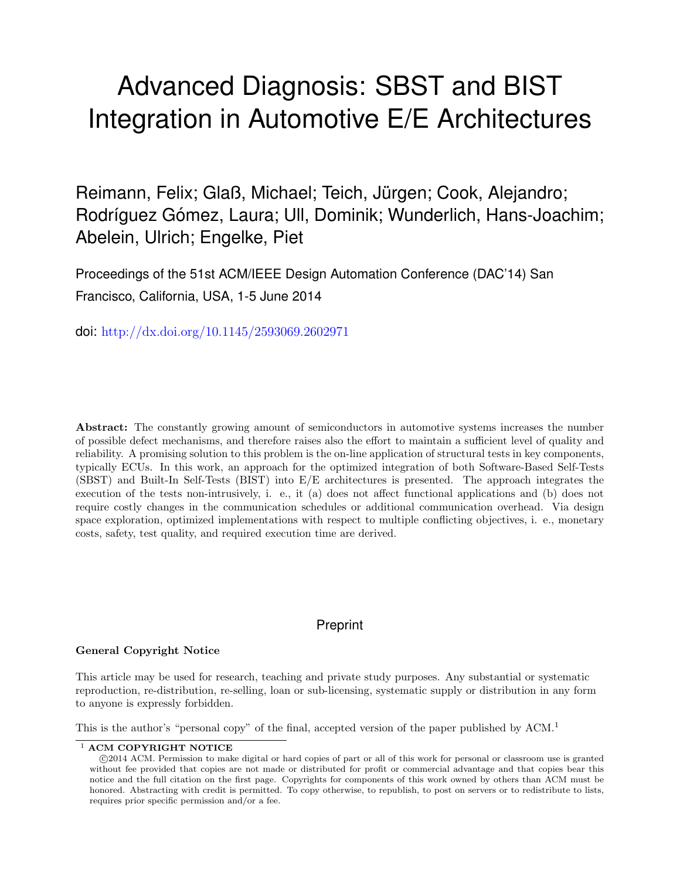# Advanced Diagnosis: SBST and BIST Integration in Automotive E/E Architectures

Reimann, Felix; Glaß, Michael; Teich, Jürgen; Cook, Alejandro; Rodríguez Gómez, Laura; Ull, Dominik; Wunderlich, Hans-Joachim; Abelein, Ulrich; Engelke, Piet

Proceedings of the 51st ACM/IEEE Design Automation Conference (DAC'14) San Francisco, California, USA, 1-5 June 2014

doi: http://dx.doi.org/10.1145/2593069.2602971

**Abstract:** The constantly growing amount of semiconductors in automotive systems increases the number of possible defect mechanisms, and therefore raises also the effort to maintain a sufficient level of quality and reliability. A promising solution to this problem is the on-line application of structural tests in key components, typically ECUs. In this work, an approach for the optimized integration of both Software-Based Self-Tests (SBST) and Built-In Self-Tests (BIST) into E/E architectures is presented. The approach integrates the execution of the tests non-intrusively, i. e., it (a) does not affect functional applications and (b) does not require costly changes in the communication schedules or additional communication overhead. Via design space exploration, optimized implementations with respect to multiple conflicting objectives, i. e., monetary costs, safety, test quality, and required execution time are derived.

Preprint

**General Copyright Notice**

This article may be used for research, teaching and private study purposes. Any substantial or systematic reproduction, re-distribution, re-selling, loan or sub-licensing, systematic supply or distribution in any form to anyone is expressly forbidden.

This is the author's "personal copy" of the final, accepted version of the paper published by ACM.[1]

[1] **ACM COPYRIGHT NOTICE**
©2014 ACM. Permission to make digital or hard copies of part or all of this work for personal or classroom use is granted without fee provided that copies are not made or distributed for profit or commercial advantage and that copies bear this notice and the full citation on the first page. Copyrights for components of this work owned by others than ACM must be honored. Abstracting with credit is permitted. To copy otherwise, to republish, to post on servers or to redistribute to lists, requires prior specific permission and/or a fee.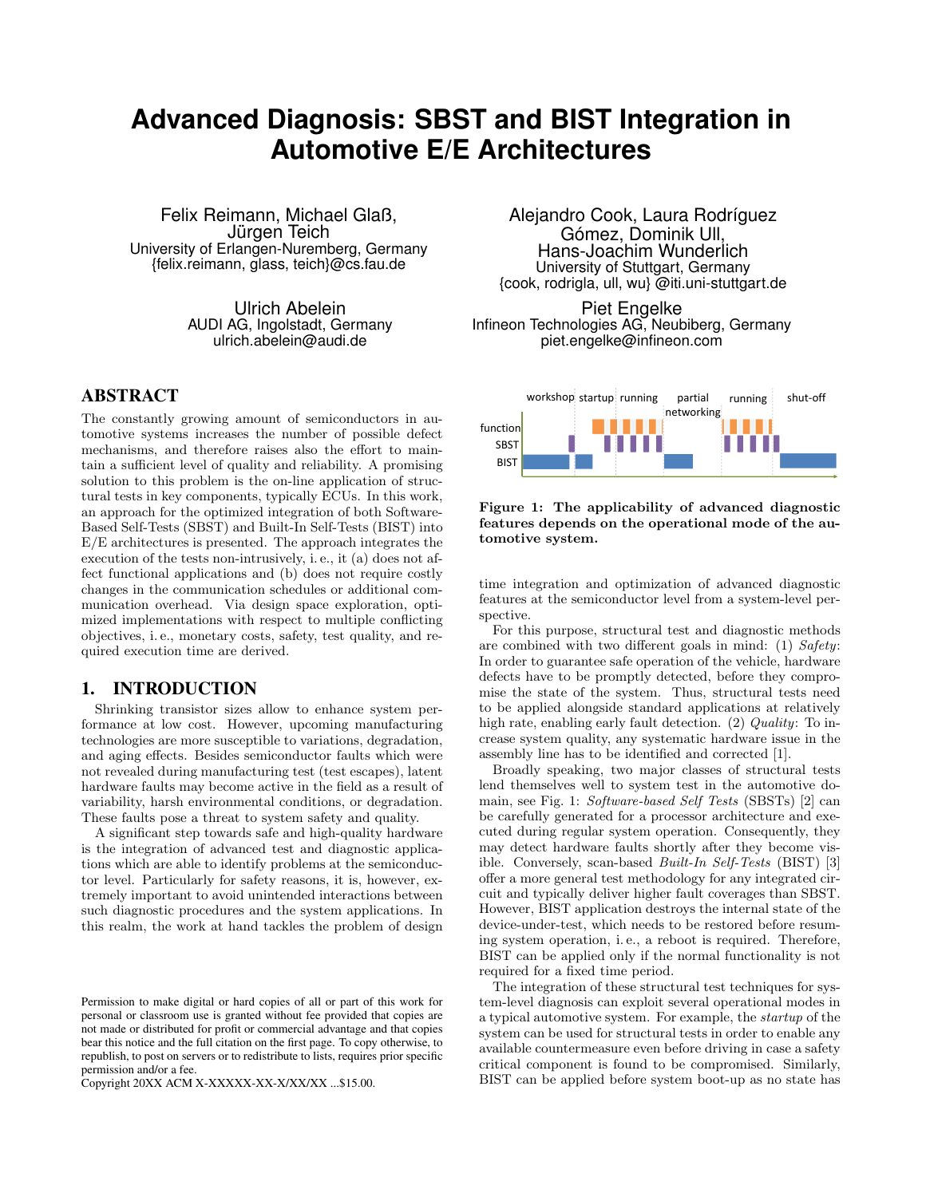# Advanced Diagnosis: SBST and BIST Integration in Automotive E/E Architectures

Felix Reimann, Michael Glaß, Jürgen Teich
University of Erlangen-Nuremberg, Germany
{felix.reimann, glass, teich}@cs.fau.de

Alejandro Cook, Laura Rodríguez Gómez, Dominik Ull, Hans-Joachim Wunderlich
University of Stuttgart, Germany
{cook, rodrigla, ull, wu} @iti.uni-stuttgart.de

Ulrich Abelein
AUDI AG, Ingolstadt, Germany
ulrich.abelein@audi.de

Piet Engelke
Infineon Technologies AG, Neubiberg, Germany
piet.engelke@infineon.com

## ABSTRACT

The constantly growing amount of semiconductors in automotive systems increases the number of possible defect mechanisms, and therefore raises also the effort to maintain a sufficient level of quality and reliability. A promising solution to this problem is the on-line application of structural tests in key components, typically ECUs. In this work, an approach for the optimized integration of both Software-Based Self-Tests (SBST) and Built-In Self-Tests (BIST) into E/E architectures is presented. The approach integrates the execution of the tests non-intrusively, i. e., it (a) does not affect functional applications and (b) does not require costly changes in the communication schedules or additional communication overhead. Via design space exploration, optimized implementations with respect to multiple conflicting objectives, i. e., monetary costs, safety, test quality, and required execution time are derived.

## 1. INTRODUCTION

Shrinking transistor sizes allow to enhance system performance at low cost. However, upcoming manufacturing technologies are more susceptible to variations, degradation, and aging effects. Besides semiconductor faults which were not revealed during manufacturing test (test escapes), latent hardware faults may become active in the field as a result of variability, harsh environmental conditions, or degradation. These faults pose a threat to system safety and quality.

A significant step towards safe and high-quality hardware is the integration of advanced test and diagnostic applications which are able to identify problems at the semiconductor level. Particularly for safety reasons, it is, however, extremely important to avoid unintended interactions between such diagnostic procedures and the system applications. In this realm, the work at hand tackles the problem of design time integration and optimization of advanced diagnostic features at the semiconductor level from a system-level perspective.

Permission to make digital or hard copies of all or part of this work for personal or classroom use is granted without fee provided that copies are not made or distributed for profit or commercial advantage and that copies bear this notice and the full citation on the first page. To copy otherwise, to republish, to post on servers or to redistribute to lists, requires prior specific permission and/or a fee.
Copyright 20XX ACM X-XXXXX-XX-X/XX/XX ...$15.00.

**Figure 1: The applicability of advanced diagnostic features depends on the operational mode of the automotive system.**

For this purpose, structural test and diagnostic methods are combined with two different goals in mind: (1) *Safety*: In order to guarantee safe operation of the vehicle, hardware defects have to be promptly detected, before they compromise the state of the system. Thus, structural tests need to be applied alongside standard applications at relatively high rate, enabling early fault detection. (2) *Quality*: To increase system quality, any systematic hardware issue in the assembly line has to be identified and corrected [1].

Broadly speaking, two major classes of structural tests lend themselves well to system test in the automotive domain, see Fig. 1: *Software-based Self Tests* (SBSTs) [2] can be carefully generated for a processor architecture and executed during regular system operation. Consequently, they may detect hardware faults shortly after they become visible. Conversely, scan-based *Built-In Self-Tests* (BIST) [3] offer a more general test methodology for any integrated circuit and typically deliver higher fault coverages than SBST. However, BIST application destroys the internal state of the device-under-test, which needs to be restored before resuming system operation, i. e., a reboot is required. Therefore, BIST can be applied only if the normal functionality is not required for a fixed time period.

The integration of these structural test techniques for system-level diagnosis can exploit several operational modes in a typical automotive system. For example, the *startup* of the system can be used for structural tests in order to enable any available countermeasure even before driving in case a safety critical component is found to be compromised. Similarly, BIST can be applied before system boot-up as no state has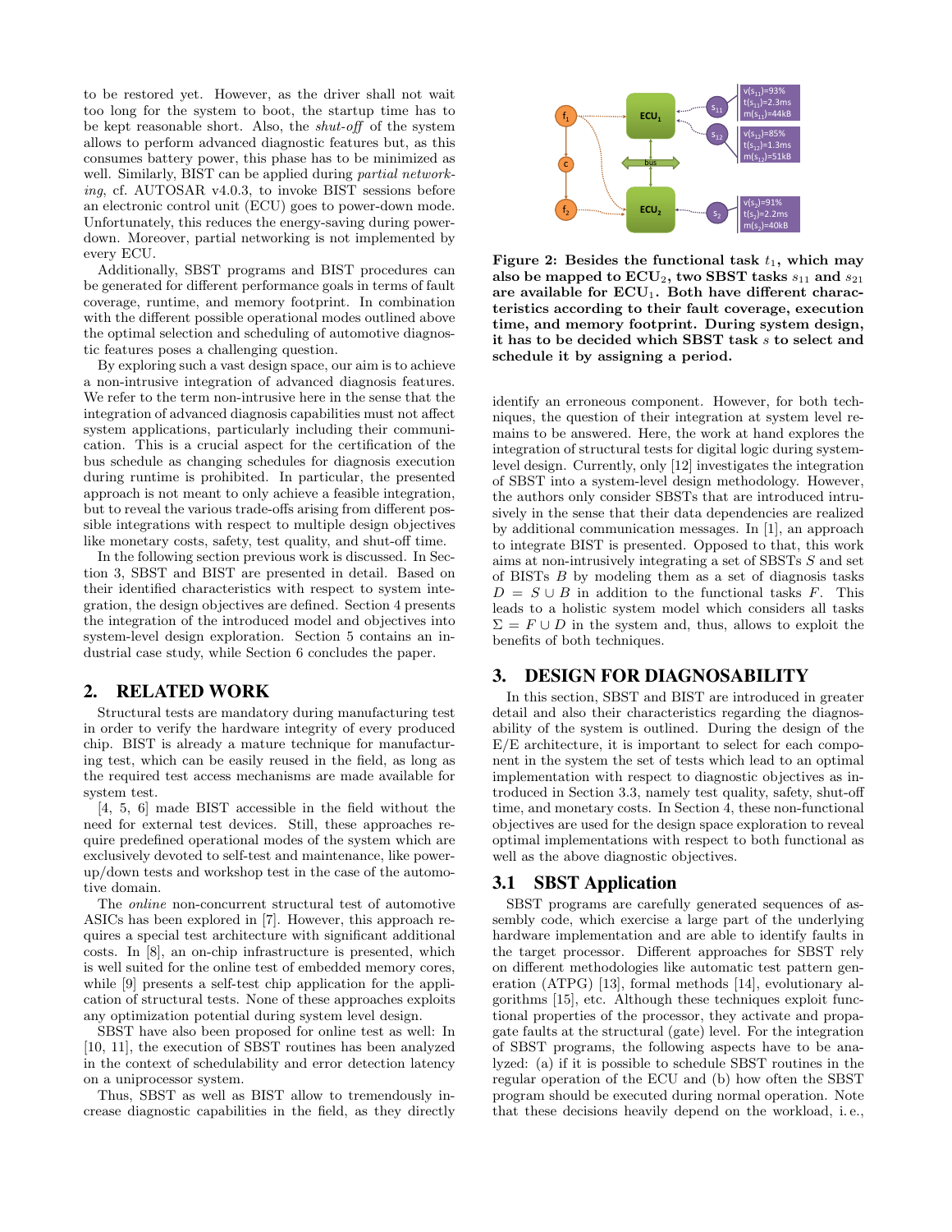to be restored yet. However, as the driver shall not wait too long for the system to boot, the startup time has to be kept reasonable short. Also, the *shut-off* of the system allows to perform advanced diagnostic features but, as this consumes battery power, this phase has to be minimized as well. Similarly, BIST can be applied during *partial networking*, cf. AUTOSAR v4.0.3, to invoke BIST sessions before an electronic control unit (ECU) goes to power-down mode. Unfortunately, this reduces the energy-saving during power-down. Moreover, partial networking is not implemented by every ECU.

Additionally, SBST programs and BIST procedures can be generated for different performance goals in terms of fault coverage, runtime, and memory footprint. In combination with the different possible operational modes outlined above the optimal selection and scheduling of automotive diagnostic features poses a challenging question.

By exploring such a vast design space, our aim is to achieve a non-intrusive integration of advanced diagnosis features. We refer to the term non-intrusive here in the sense that the integration of advanced diagnosis capabilities must not affect system applications, particularly including their communication. This is a crucial aspect for the certification of the bus schedule as changing schedules for diagnosis execution during runtime is prohibited. In particular, the presented approach is not meant to only achieve a feasible integration, but to reveal the various trade-offs arising from different possible integrations with respect to multiple design objectives like monetary costs, safety, test quality, and shut-off time.

In the following section previous work is discussed. In Section 3, SBST and BIST are presented in detail. Based on their identified characteristics with respect to system integration, the design objectives are defined. Section 4 presents the integration of the introduced model and objectives into system-level design exploration. Section 5 contains an industrial case study, while Section 6 concludes the paper.

## 2. RELATED WORK

Structural tests are mandatory during manufacturing test in order to verify the hardware integrity of every produced chip. BIST is already a mature technique for manufacturing test, which can be easily reused in the field, as long as the required test access mechanisms are made available for system test.

[4, 5, 6] made BIST accessible in the field without the need for external test devices. Still, these approaches require predefined operational modes of the system which are exclusively devoted to self-test and maintenance, like power-up/down tests and workshop test in the case of the automotive domain.

The *online* non-concurrent structural test of automotive ASICs has been explored in [7]. However, this approach requires a special test architecture with significant additional costs. In [8], an on-chip infrastructure is presented, which is well suited for the online test of embedded memory cores, while [9] presents a self-test chip application for the application of structural tests. None of these approaches exploits any optimization potential during system level design.

SBST have also been proposed for online test as well: In [10, 11], the execution of SBST routines has been analyzed in the context of schedulability and error detection latency on a uniprocessor system.

Thus, SBST as well as BIST allow to tremendously increase diagnostic capabilities in the field, as they directly

**Figure 2: Besides the functional task $t_1$, which may also be mapped to $\mathrm{ECU}_2$, two SBST tasks $s_{11}$ and $s_{21}$ are available for $\mathrm{ECU}_1$. Both have different characteristics according to their fault coverage, execution time, and memory footprint. During system design, it has to be decided which SBST task $s$ to select and schedule it by assigning a period.**

identify an erroneous component. However, for both techniques, the question of their integration at system level remains to be answered. Here, the work at hand explores the integration of structural tests for digital logic during system-level design. Currently, only [12] investigates the integration of SBST into a system-level design methodology. However, the authors only consider SBSTs that are introduced intrusively in the sense that their data dependencies are realized by additional communication messages. In [1], an approach to integrate BIST is presented. Opposed to that, this work aims at non-intrusively integrating a set of SBSTs $S$ and set of BISTs $B$ by modeling them as a set of diagnosis tasks $D = S \cup B$ in addition to the functional tasks $F$. This leads to a holistic system model which considers all tasks $\Sigma = F \cup D$ in the system and, thus, allows to exploit the benefits of both techniques.

## 3. DESIGN FOR DIAGNOSABILITY

In this section, SBST and BIST are introduced in greater detail and also their characteristics regarding the diagnosability of the system is outlined. During the design of the E/E architecture, it is important to select for each component in the system the set of tests which lead to an optimal implementation with respect to diagnostic objectives as introduced in Section 3.3, namely test quality, safety, shut-off time, and monetary costs. In Section 4, these non-functional objectives are used for the design space exploration to reveal optimal implementations with respect to both functional as well as the above diagnostic objectives.

### 3.1 SBST Application

SBST programs are carefully generated sequences of assembly code, which exercise a large part of the underlying hardware implementation and are able to identify faults in the target processor. Different approaches for SBST rely on different methodologies like automatic test pattern generation (ATPG) [13], formal methods [14], evolutionary algorithms [15], etc. Although these techniques exploit functional properties of the processor, they activate and propagate faults at the structural (gate) level. For the integration of SBST programs, the following aspects have to be analyzed: (a) if it is possible to schedule SBST routines in the regular operation of the ECU and (b) how often the SBST program should be executed during normal operation. Note that these decisions heavily depend on the workload, i. e.,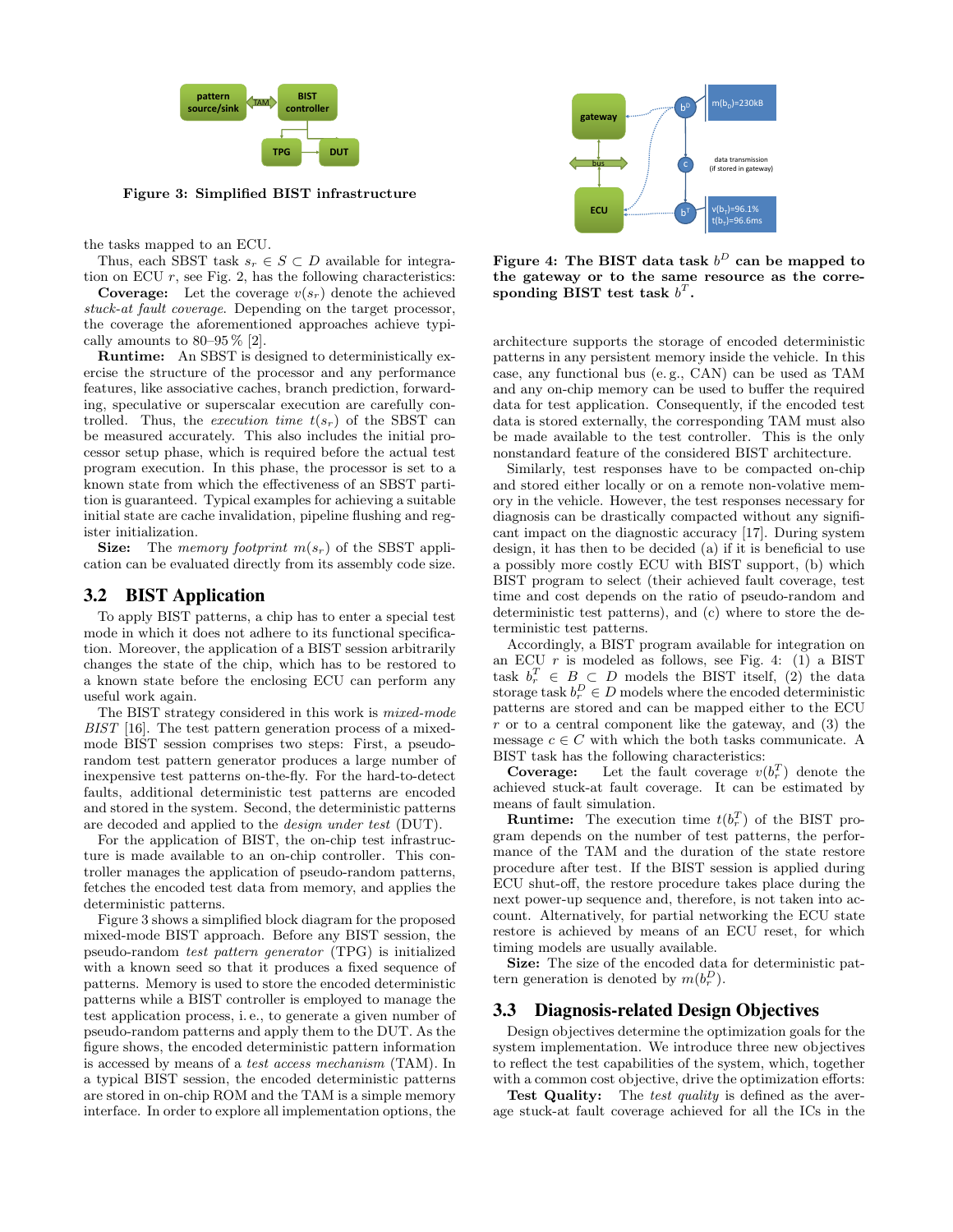Figure 3: Simplified BIST infrastructure

the tasks mapped to an ECU.

Thus, each SBST task $s_r \in S \subset D$ available for integration on ECU $r$, see Fig. 2, has the following characteristics:

**Coverage:** Let the coverage $v(s_r)$ denote the achieved *stuck-at fault coverage*. Depending on the target processor, the coverage the aforementioned approaches achieve typically amounts to 80–95 % [2].

**Runtime:** An SBST is designed to deterministically exercise the structure of the processor and any performance features, like associative caches, branch prediction, forwarding, speculative or superscalar execution are carefully controlled. Thus, the *execution time* $t(s_r)$ of the SBST can be measured accurately. This also includes the initial processor setup phase, which is required before the actual test program execution. In this phase, the processor is set to a known state from which the effectiveness of an SBST partition is guaranteed. Typical examples for achieving a suitable initial state are cache invalidation, pipeline flushing and register initialization.

**Size:** The *memory footprint* $m(s_r)$ of the SBST application can be evaluated directly from its assembly code size.

## 3.2 BIST Application

To apply BIST patterns, a chip has to enter a special test mode in which it does not adhere to its functional specification. Moreover, the application of a BIST session arbitrarily changes the state of the chip, which has to be restored to a known state before the enclosing ECU can perform any useful work again.

The BIST strategy considered in this work is *mixed-mode BIST* [16]. The test pattern generation process of a mixed-mode BIST session comprises two steps: First, a pseudo-random test pattern generator produces a large number of inexpensive test patterns on-the-fly. For the hard-to-detect faults, additional deterministic test patterns are encoded and stored in the system. Second, the deterministic patterns are decoded and applied to the *design under test* (DUT).

For the application of BIST, the on-chip test infrastructure is made available to an on-chip controller. This controller manages the application of pseudo-random patterns, fetches the encoded test data from memory, and applies the deterministic patterns.

Figure 3 shows a simplified block diagram for the proposed mixed-mode BIST approach. Before any BIST session, the pseudo-random *test pattern generator* (TPG) is initialized with a known seed so that it produces a fixed sequence of patterns. Memory is used to store the encoded deterministic patterns while a BIST controller is employed to manage the test application process, i. e., to generate a given number of pseudo-random patterns and apply them to the DUT. As the figure shows, the encoded deterministic pattern information is accessed by means of a *test access mechanism* (TAM). In a typical BIST session, the encoded deterministic patterns are stored in on-chip ROM and the TAM is a simple memory interface. In order to explore all implementation options, the architecture supports the storage of encoded deterministic patterns in any persistent memory inside the vehicle. In this case, any functional bus (e. g., CAN) can be used as TAM and any on-chip memory can be used to buffer the required data for test application. Consequently, if the encoded test data is stored externally, the corresponding TAM must also be made available to the test controller. This is the only nonstandard feature of the considered BIST architecture.

Figure 4: The BIST data task $b^D$ can be mapped to the gateway or to the same resource as the corresponding BIST test task $b^T$.

Similarly, test responses have to be compacted on-chip and stored either locally or on a remote non-volatile memory in the vehicle. However, the test responses necessary for diagnosis can be drastically compacted without any significant impact on the diagnostic accuracy [17]. During system design, it has then to be decided (a) if it is beneficial to use a possibly more costly ECU with BIST support, (b) which BIST program to select (their achieved fault coverage, test time and cost depends on the ratio of pseudo-random and deterministic test patterns), and (c) where to store the deterministic test patterns.

Accordingly, a BIST program available for integration on an ECU $r$ is modeled as follows, see Fig. 4: (1) a BIST task $b^T_r \in B \subset D$ models the BIST itself, (2) the data storage task $b^D_r \in D$ models where the encoded deterministic patterns are stored and can be mapped either to the ECU $r$ or to a central component like the gateway, and (3) the message $c \in C$ with which the both tasks communicate. A BIST task has the following characteristics:

**Coverage:** Let the fault coverage $v(b^T_r)$ denote the achieved stuck-at fault coverage. It can be estimated by means of fault simulation.

**Runtime:** The execution time $t(b^T_r)$ of the BIST program depends on the number of test patterns, the performance of the TAM and the duration of the state restore procedure after test. If the BIST session is applied during ECU shut-off, the restore procedure takes place during the next power-up sequence and, therefore, is not taken into account. Alternatively, for partial networking the ECU state restore is achieved by means of an ECU reset, for which timing models are usually available.

**Size:** The size of the encoded data for deterministic pattern generation is denoted by $m(b^D_r)$.

## 3.3 Diagnosis-related Design Objectives

Design objectives determine the optimization goals for the system implementation. We introduce three new objectives to reflect the test capabilities of the system, which, together with a common cost objective, drive the optimization efforts:

**Test Quality:** The *test quality* is defined as the average stuck-at fault coverage achieved for all the ICs in the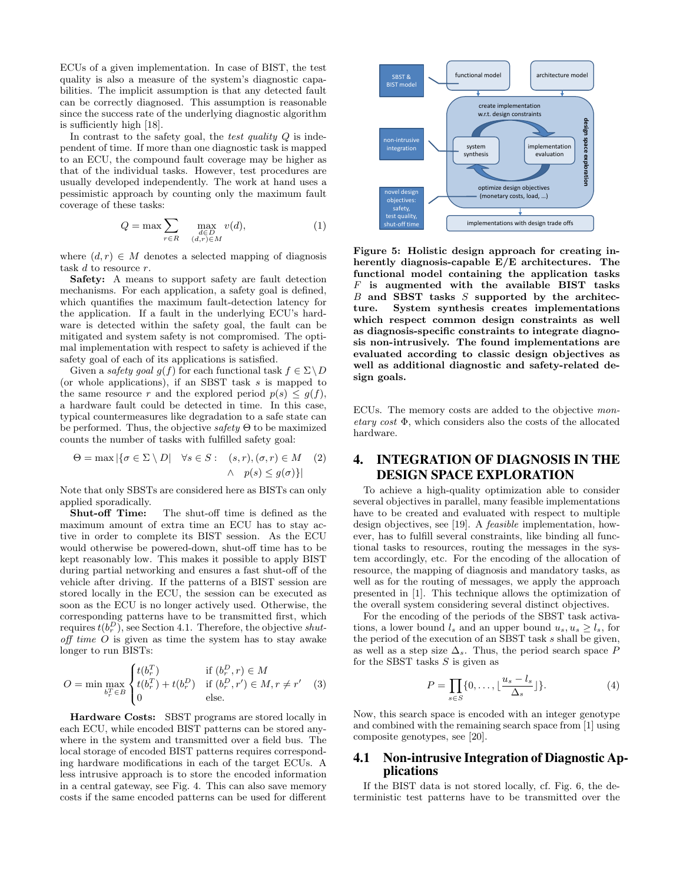ECUs of a given implementation. In case of BIST, the test quality is also a measure of the system's diagnostic capabilities. The implicit assumption is that any detected fault can be correctly diagnosed. This assumption is reasonable since the success rate of the underlying diagnostic algorithm is sufficiently high [18].

In contrast to the safety goal, the *test quality* $Q$ is independent of time. If more than one diagnostic task is mapped to an ECU, the compound fault coverage may be higher as that of the individual tasks. However, test procedures are usually developed independently. The work at hand uses a pessimistic approach by counting only the maximum fault coverage of these tasks:

$$Q = \max \sum_{r \in R} \max_{\substack{d \in D \\ (d,r) \in M}} v(d), \tag{1}$$

where $(d, r) \in M$ denotes a selected mapping of diagnosis task $d$ to resource $r$.

**Safety:** A means to support safety are fault detection mechanisms. For each application, a safety goal is defined, which quantifies the maximum fault-detection latency for the application. If a fault in the underlying ECU's hardware is detected within the safety goal, the fault can be mitigated and system safety is not compromised. The optimal implementation with respect to safety is achieved if the safety goal of each of its applications is satisfied.

Given a *safety goal* $g(f)$ for each functional task $f \in \Sigma \setminus D$ (or whole applications), if an SBST task $s$ is mapped to the same resource $r$ and the explored period $p(s) \leq g(f)$, a hardware fault could be detected in time. In this case, typical countermeasures like degradation to a safe state can be performed. Thus, the objective *safety* $\Theta$ to be maximized counts the number of tasks with fulfilled safety goal:

$$\Theta = \max |\{\sigma \in \Sigma \setminus D| \quad \forall s \in S: \quad (s, r), (\sigma, r) \in M \quad \wedge \quad p(s) \leq g(\sigma)\}| \tag{2}$$

Note that only SBSTs are considered here as BISTs can only applied sporadically.

**Shut-off Time:** The shut-off time is defined as the maximum amount of extra time an ECU has to stay active in order to complete its BIST session. As the ECU would otherwise be powered-down, shut-off time has to be kept reasonably low. This makes it possible to apply BIST during partial networking and ensures a fast shut-off of the vehicle after driving. If the patterns of a BIST session are stored locally in the ECU, the session can be executed as soon as the ECU is no longer actively used. Otherwise, the corresponding patterns have to be transmitted first, which requires $t(b_r^D)$, see Section 4.1. Therefore, the objective *shut-off time* $O$ is given as time the system has to stay awake longer to run BISTs:

$$O = \min \max_{b_r^T \in B} \begin{cases} t(b_r^T) & \text{if } (b_r^D, r) \in M \\ t(b_r^T) + t(b_r^D) & \text{if } (b_r^D, r') \in M, r \neq r' \\ 0 & \text{else.} \end{cases} \tag{3}$$

**Hardware Costs:** SBST programs are stored locally in each ECU, while encoded BIST patterns can be stored anywhere in the system and transmitted over a field bus. The local storage of encoded BIST patterns requires corresponding hardware modifications in each of the target ECUs. A less intrusive approach is to store the encoded information in a central gateway, see Fig. 4. This can also save memory costs if the same encoded patterns can be used for different ECUs. The memory costs are added to the objective *monetary cost* $\Phi$, which considers also the costs of the allocated hardware.

**Figure 5: Holistic design approach for creating inherently diagnosis-capable E/E architectures. The functional model containing the application tasks $F$ is augmented with the available BIST tasks $B$ and SBST tasks $S$ supported by the architecture. System synthesis creates implementations which respect common design constraints as well as diagnosis-specific constraints to integrate diagnosis non-intrusively. The found implementations are evaluated according to classic design objectives as well as additional diagnostic and safety-related design goals.**

## 4. INTEGRATION OF DIAGNOSIS IN THE DESIGN SPACE EXPLORATION

To achieve a high-quality optimization able to consider several objectives in parallel, many feasible implementations have to be created and evaluated with respect to multiple design objectives, see [19]. A *feasible* implementation, however, has to fulfill several constraints, like binding all functional tasks to resources, routing the messages in the system accordingly, etc. For the encoding of the allocation of resource, the mapping of diagnosis and mandatory tasks, as well as for the routing of messages, we apply the approach presented in [1]. This technique allows the optimization of the overall system considering several distinct objectives.

For the encoding of the periods of the SBST task activations, a lower bound $l_s$ and an upper bound $u_s, u_s \geq l_s$, for the period of the execution of an SBST task $s$ shall be given, as well as a step size $\Delta_s$. Thus, the period search space $P$ for the SBST tasks $S$ is given as

$$P = \prod_{s \in S} \{0, \ldots, \lfloor \frac{u_s - l_s}{\Delta_s} \rfloor\}. \tag{4}$$

Now, this search space is encoded with an integer genotype and combined with the remaining search space from [1] using composite genotypes, see [20].

### 4.1 Non-intrusive Integration of Diagnostic Applications

If the BIST data is not stored locally, cf. Fig. 6, the deterministic test patterns have to be transmitted over the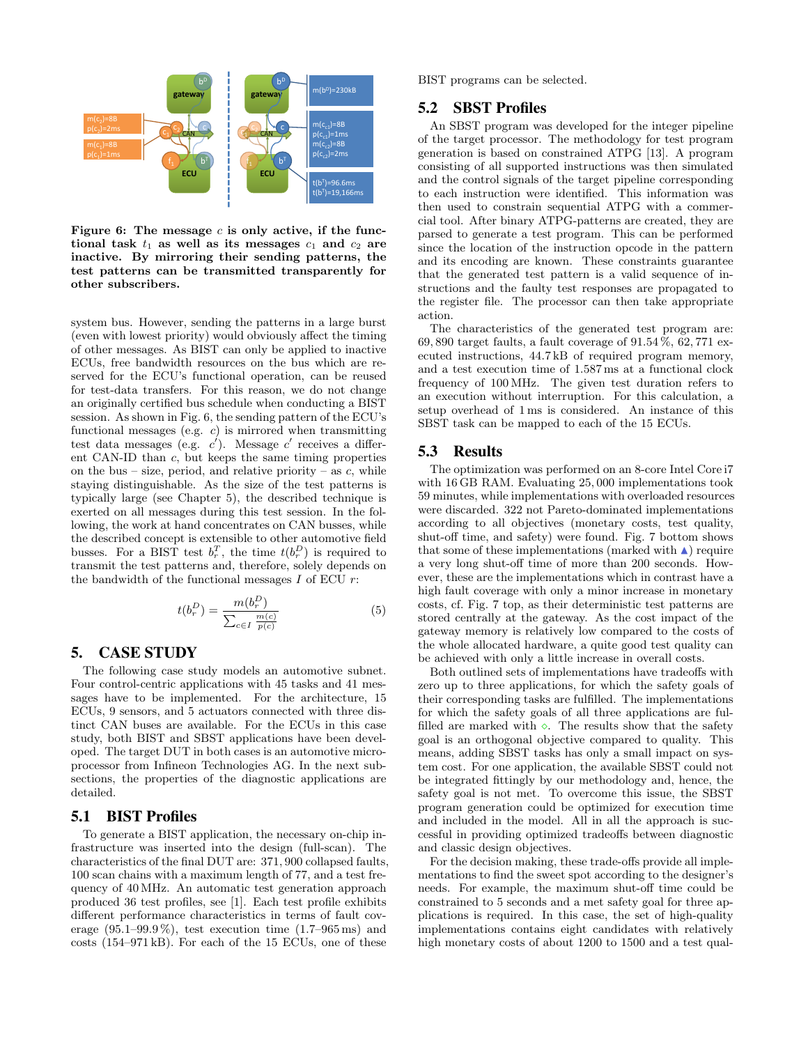**Figure 6: The message $c$ is only active, if the functional task $t_1$ as well as its messages $c_1$ and $c_2$ are inactive. By mirroring their sending patterns, the test patterns can be transmitted transparently for other subscribers.**

system bus. However, sending the patterns in a large burst (even with lowest priority) would obviously affect the timing of other messages. As BIST can only be applied to inactive ECUs, free bandwidth resources on the bus which are reserved for the ECU's functional operation, can be reused for test-data transfers. For this reason, we do not change an originally certified bus schedule when conducting a BIST session. As shown in Fig. 6, the sending pattern of the ECU's functional messages (e.g. $c$) is mirrored when transmitting test data messages (e.g. $c'$). Message $c'$ receives a different CAN-ID than $c$, but keeps the same timing properties on the bus – size, period, and relative priority – as $c$, while staying distinguishable. As the size of the test patterns is typically large (see Chapter 5), the described technique is exerted on all messages during this test session. In the following, the work at hand concentrates on CAN busses, while the described concept is extensible to other automotive field busses. For a BIST test $b_r^T$, the time $t(b_r^D)$ is required to transmit the test patterns and, therefore, solely depends on the bandwidth of the functional messages $I$ of ECU $r$:

$$t(b_r^D) = \frac{m(b_r^D)}{\sum_{c \in I} \frac{m(c)}{p(c)}} \tag{5}$$

## 5. CASE STUDY

The following case study models an automotive subnet. Four control-centric applications with 45 tasks and 41 messages have to be implemented. For the architecture, 15 ECUs, 9 sensors, and 5 actuators connected with three distinct CAN buses are available. For the ECUs in this case study, both BIST and SBST applications have been developed. The target DUT in both cases is an automotive microprocessor from Infineon Technologies AG. In the next subsections, the properties of the diagnostic applications are detailed.

### 5.1 BIST Profiles

To generate a BIST application, the necessary on-chip infrastructure was inserted into the design (full-scan). The characteristics of the final DUT are: 371,900 collapsed faults, 100 scan chains with a maximum length of 77, and a test frequency of 40 MHz. An automatic test generation approach produced 36 test profiles, see [1]. Each test profile exhibits different performance characteristics in terms of fault coverage (95.1–99.9 %), test execution time (1.7–965 ms) and costs (154–971 kB). For each of the 15 ECUs, one of these BIST programs can be selected.

### 5.2 SBST Profiles

An SBST program was developed for the integer pipeline of the target processor. The methodology for test program generation is based on constrained ATPG [13]. A program consisting of all supported instructions was then simulated and the control signals of the target pipeline corresponding to each instruction were identified. This information was then used to constrain sequential ATPG with a commercial tool. After binary ATPG-patterns are created, they are parsed to generate a test program. This can be performed since the location of the instruction opcode in the pattern and its encoding are known. These constraints guarantee that the generated test pattern is a valid sequence of instructions and the faulty test responses are propagated to the register file. The processor can then take appropriate action.

The characteristics of the generated test program are: 69,890 target faults, a fault coverage of 91.54 %, 62,771 executed instructions, 44.7 kB of required program memory, and a test execution time of 1.587 ms at a functional clock frequency of 100 MHz. The given test duration refers to an execution without interruption. For this calculation, a setup overhead of 1 ms is considered. An instance of this SBST task can be mapped to each of the 15 ECUs.

### 5.3 Results

The optimization was performed on an 8-core Intel Core i7 with 16 GB RAM. Evaluating 25,000 implementations took 59 minutes, while implementations with overloaded resources were discarded. 322 not Pareto-dominated implementations according to all objectives (monetary costs, test quality, shut-off time, and safety) were found. Fig. 7 bottom shows that some of these implementations (marked with ▲) require a very long shut-off time of more than 200 seconds. However, these are the implementations which in contrast have a high fault coverage with only a minor increase in monetary costs, cf. Fig. 7 top, as their deterministic test patterns are stored centrally at the gateway. As the cost impact of the gateway memory is relatively low compared to the costs of the whole allocated hardware, a quite good test quality can be achieved with only a little increase in overall costs.

Both outlined sets of implementations have tradeoffs with zero up to three applications, for which the safety goals of their corresponding tasks are fulfilled. The implementations for which the safety goals of all three applications are fulfilled are marked with ◇. The results show that the safety goal is an orthogonal objective compared to quality. This means, adding SBST tasks has only a small impact on system cost. For one application, the available SBST could not be integrated fittingly by our methodology and, hence, the safety goal is not met. To overcome this issue, the SBST program generation could be optimized for execution time and included in the model. All in all the approach is successful in providing optimized tradeoffs between diagnostic and classic design objectives.

For the decision making, these trade-offs provide all implementations to find the sweet spot according to the designer's needs. For example, the maximum shut-off time could be constrained to 5 seconds and a met safety goal for three applications is required. In this case, the set of high-quality implementations contains eight candidates with relatively high monetary costs of about 1200 to 1500 and a test qual-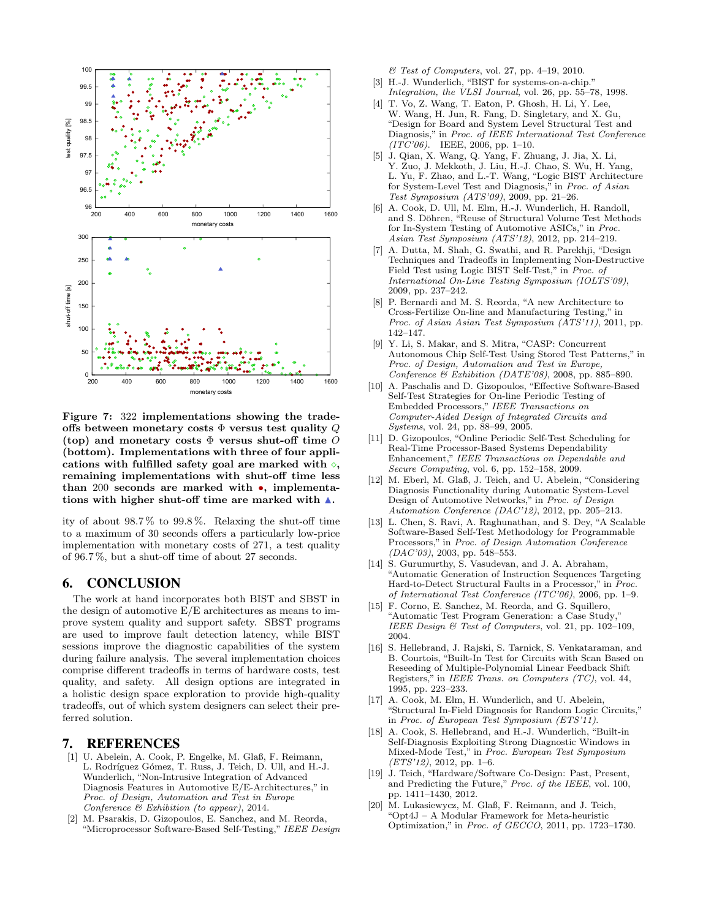test quality [%]

100
99.5
99
98.5
98
97.5
97
96.5
96

200 400 600 800 1000 1200 1400 1600

monetary costs

shut-off time [s]

300
250
200
150
100
50
0

200 400 600 800 1000 1200 1400 1600

monetary costs

**Figure 7: 322 implementations showing the tradeoffs between monetary costs $\Phi$ versus test quality $Q$ (top) and monetary costs $\Phi$ versus shut-off time $O$ (bottom). Implementations with three of four applications with fulfilled safety goal are marked with ◇, remaining implementations with shut-off time less than 200 seconds are marked with •, implementations with higher shut-off time are marked with ▲.**

ity of about 98.7 % to 99.8 %. Relaxing the shut-off time to a maximum of 30 seconds offers a particularly low-price implementation with monetary costs of 271, a test quality of 96.7 %, but a shut-off time of about 27 seconds.

## 6. CONCLUSION

The work at hand incorporates both BIST and SBST in the design of automotive E/E architectures as means to improve system quality and support safety. SBST programs are used to improve fault detection latency, while BIST sessions improve the diagnostic capabilities of the system during failure analysis. The several implementation choices comprise different tradeoffs in terms of hardware costs, test quality, and safety. All design options are integrated in a holistic design space exploration to provide high-quality tradeoffs, out of which system designers can select their preferred solution.

## 7. REFERENCES

[1] U. Abelein, A. Cook, P. Engelke, M. Glaß, F. Reimann, L. Rodríguez Gómez, T. Russ, J. Teich, D. Ull, and H.-J. Wunderlich, "Non-Intrusive Integration of Advanced Diagnosis Features in Automotive E/E-Architectures," in *Proc. of Design, Automation and Test in Europe Conference & Exhibition (to appear)*, 2014.

[2] M. Psarakis, D. Gizopoulos, E. Sanchez, and M. Reorda, "Microprocessor Software-Based Self-Testing," *IEEE Design & Test of Computers*, vol. 27, pp. 4–19, 2010.

[3] H.-J. Wunderlich, "BIST for systems-on-a-chip." *Integration, the VLSI Journal*, vol. 26, pp. 55–78, 1998.

[4] T. Vo, Z. Wang, T. Eaton, P. Ghosh, H. Li, Y. Lee, W. Wang, H. Jun, R. Fang, D. Singletary, and X. Gu, "Design for Board and System Level Structural Test and Diagnosis," in *Proc. of IEEE International Test Conference (ITC'06)*. IEEE, 2006, pp. 1–10.

[5] J. Qian, X. Wang, Q. Yang, F. Zhuang, J. Jia, X. Li, Y. Zuo, J. Mekkoth, J. Liu, H.-J. Chao, S. Wu, H. Yang, L. Yu, F. Zhao, and L.-T. Wang, "Logic BIST Architecture for System-Level Test and Diagnosis," in *Proc. of Asian Test Symposium (ATS'09)*, 2009, pp. 21–26.

[6] A. Cook, D. Ull, M. Elm, H.-J. Wunderlich, H. Randoll, and S. Döhren, "Reuse of Structural Volume Test Methods for In-System Testing of Automotive ASICs," in *Proc. Asian Test Symposium (ATS'12)*, 2012, pp. 214–219.

[7] A. Dutta, M. Shah, G. Swathi, and R. Parekhji, "Design Techniques and Tradeoffs in Implementing Non-Destructive Field Test using Logic BIST Self-Test," in *Proc. of International On-Line Testing Symposium (IOLTS'09)*, 2009, pp. 237–242.

[8] P. Bernardi and M. S. Reorda, "A new Architecture to Cross-Fertilize On-line and Manufacturing Testing," in *Proc. of Asian Asian Test Symposium (ATS'11)*, 2011, pp. 142–147.

[9] Y. Li, S. Makar, and S. Mitra, "CASP: Concurrent Autonomous Chip Self-Test Using Stored Test Patterns," in *Proc. of Design, Automation and Test in Europe, Conference & Exhibition (DATE'08)*, 2008, pp. 885–890.

[10] A. Paschalis and D. Gizopoulos, "Effective Software-Based Self-Test Strategies for On-line Periodic Testing of Embedded Processors," *IEEE Transactions on Computer-Aided Design of Integrated Circuits and Systems*, vol. 24, pp. 88–99, 2005.

[11] D. Gizopoulos, "Online Periodic Self-Test Scheduling for Real-Time Processor-Based Systems Dependability Enhancement," *IEEE Transactions on Dependable and Secure Computing*, vol. 6, pp. 152–158, 2009.

[12] M. Eberl, M. Glaß, J. Teich, and U. Abelein, "Considering Diagnosis Functionality during Automatic System-Level Design of Automotive Networks," in *Proc. of Design Automation Conference (DAC'12)*, 2012, pp. 205–213.

[13] L. Chen, S. Ravi, A. Raghunathan, and S. Dey, "A Scalable Software-Based Self-Test Methodology for Programmable Processors," in *Proc. of Design Automation Conference (DAC'03)*, 2003, pp. 548–553.

[14] S. Gurumurthy, S. Vasudevan, and J. A. Abraham, "Automatic Generation of Instruction Sequences Targeting Hard-to-Detect Structural Faults in a Processor," in *Proc. of International Test Conference (ITC'06)*, 2006, pp. 1–9.

[15] F. Corno, E. Sanchez, M. Reorda, and G. Squillero, "Automatic Test Program Generation: a Case Study," *IEEE Design & Test of Computers*, vol. 21, pp. 102–109, 2004.

[16] S. Hellebrand, J. Rajski, S. Tarnick, S. Venkataraman, and B. Courtois, "Built-In Test for Circuits with Scan Based on Reseeding of Multiple-Polynomial Linear Feedback Shift Registers," in *IEEE Trans. on Computers (TC)*, vol. 44, 1995, pp. 223–233.

[17] A. Cook, M. Elm, H. Wunderlich, and U. Abelein, "Structural In-Field Diagnosis for Random Logic Circuits," in *Proc. of European Test Symposium (ETS'11)*.

[18] A. Cook, S. Hellebrand, and H.-J. Wunderlich, "Built-in Self-Diagnosis Exploiting Strong Diagnostic Windows in Mixed-Mode Test," in *Proc. European Test Symposium (ETS'12)*, 2012, pp. 1–6.

[19] J. Teich, "Hardware/Software Co-Design: Past, Present, and Predicting the Future," *Proc. of the IEEE*, vol. 100, pp. 1411–1430, 2012.

[20] M. Lukasiewycz, M. Glaß, F. Reimann, and J. Teich, "Opt4J – A Modular Framework for Meta-heuristic Optimization," in *Proc. of GECCO*, 2011, pp. 1723–1730.